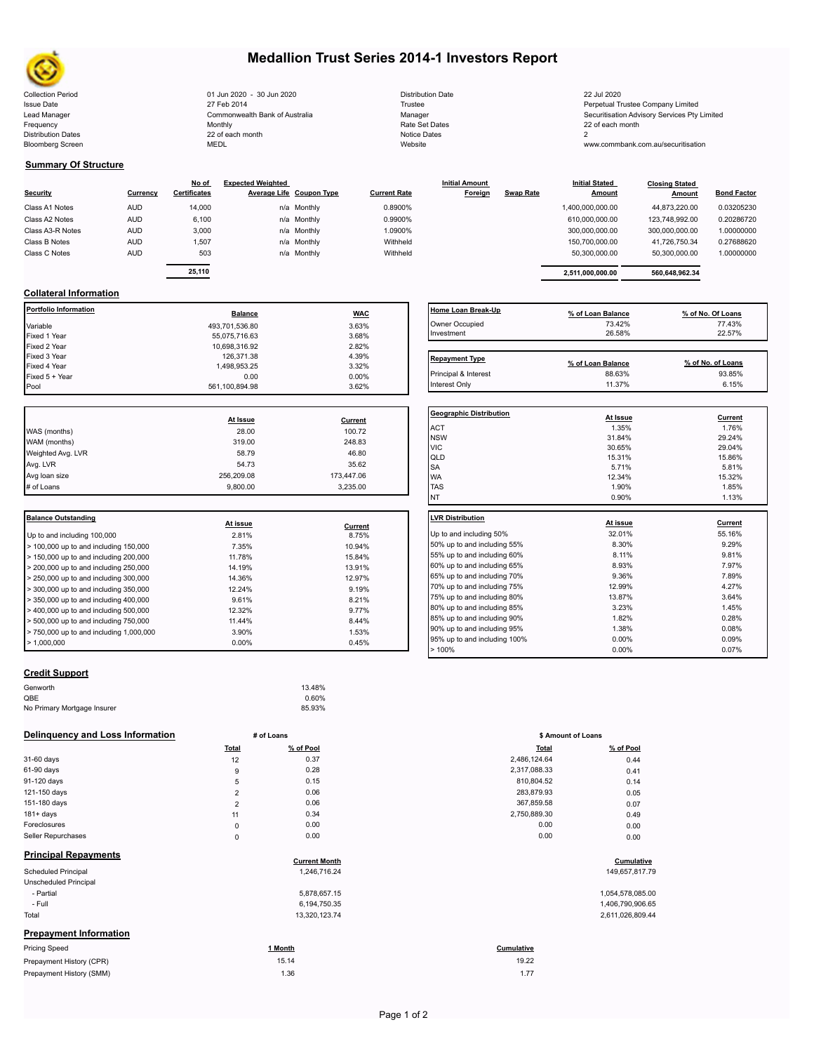# Medallion Trust Series 2014-1 Investors Report

| | | | |
|---|---|---|---|
| Collection Period | 01 Jun 2020 - 30 Jun 2020 | Distribution Date | 22 Jul 2020 |
| Issue Date | 27 Feb 2014 | Trustee | Perpetual Trustee Company Limited |
| Lead Manager | Commonwealth Bank of Australia | Manager | Securitisation Advisory Services Pty Limited |
| Frequency | Monthly | Rate Set Dates | 22 of each month |
| Distribution Dates | 22 of each month | Notice Dates | 2 |
| Bloomberg Screen | MEDL | Website | www.commbank.com.au/securitisation |

## Summary Of Structure

| Security | Currency | No of Certificates | Expected Weighted Average Life | Coupon Type | Current Rate | Initial Amount Foreign | Swap Rate | Initial Stated Amount | Closing Stated Amount | Bond Factor |
|---|---|---|---|---|---|---|---|---|---|---|
| Class A1 Notes | AUD | 14,000 | n/a | Monthly | 0.8900% | | | 1,400,000,000.00 | 44,873,220.00 | 0.03205230 |
| Class A2 Notes | AUD | 6,100 | n/a | Monthly | 0.9900% | | | 610,000,000.00 | 123,748,992.00 | 0.20286720 |
| Class A3-R Notes | AUD | 3,000 | n/a | Monthly | 1.0900% | | | 300,000,000.00 | 300,000,000.00 | 1.00000000 |
| Class B Notes | AUD | 1,507 | n/a | Monthly | Withheld | | | 150,700,000.00 | 41,726,750.34 | 0.27688620 |
| Class C Notes | AUD | 503 | n/a | Monthly | Withheld | | | 50,300,000.00 | 50,300,000.00 | 1.00000000 |
| | | 25,110 | | | | | | 2,511,000,000.00 | 560,648,962.34 | |

## Collateral Information

| Portfolio Information | Balance | WAC |
|---|---|---|
| Variable | 493,701,536.80 | 3.63% |
| Fixed 1 Year | 55,075,716.63 | 3.68% |
| Fixed 2 Year | 10,698,316.92 | 2.82% |
| Fixed 3 Year | 126,371.38 | 4.39% |
| Fixed 4 Year | 1,498,953.25 | 3.32% |
| Fixed 5 + Year | 0.00 | 0.00% |
| Pool | 561,100,894.98 | 3.62% |

| Home Loan Break-Up | % of Loan Balance | % of No. Of Loans |
|---|---|---|
| Owner Occupied | 73.42% | 77.43% |
| Investment | 26.58% | 22.57% |

| Repayment Type | % of Loan Balance | % of No. of Loans |
|---|---|---|
| Principal & Interest | 88.63% | 93.85% |
| Interest Only | 11.37% | 6.15% |

| | At Issue | Current |
|---|---|---|
| WAS (months) | 28.00 | 100.72 |
| WAM (months) | 319.00 | 248.83 |
| Weighted Avg. LVR | 58.79 | 46.80 |
| Avg. LVR | 54.73 | 35.62 |
| Avg loan size | 256,209.08 | 173,447.06 |
| # of Loans | 9,800.00 | 3,235.00 |

| Geographic Distribution | At Issue | Current |
|---|---|---|
| ACT | 1.35% | 1.76% |
| NSW | 31.84% | 29.24% |
| VIC | 30.65% | 29.04% |
| QLD | 15.31% | 15.86% |
| SA | 5.71% | 5.81% |
| WA | 12.34% | 15.32% |
| TAS | 1.90% | 1.85% |
| NT | 0.90% | 1.13% |

| Balance Outstanding | At issue | Current |
|---|---|---|
| Up to and including 100,000 | 2.81% | 8.75% |
| > 100,000 up to and including 150,000 | 7.35% | 10.94% |
| > 150,000 up to and including 200,000 | 11.78% | 15.84% |
| > 200,000 up to and including 250,000 | 14.19% | 13.91% |
| > 250,000 up to and including 300,000 | 14.36% | 12.97% |
| > 300,000 up to and including 350,000 | 12.24% | 9.19% |
| > 350,000 up to and including 400,000 | 9.61% | 8.21% |
| > 400,000 up to and including 500,000 | 12.32% | 9.77% |
| > 500,000 up to and including 750,000 | 11.44% | 8.44% |
| > 750,000 up to and including 1,000,000 | 3.90% | 1.53% |
| > 1,000,000 | 0.00% | 0.45% |

| LVR Distribution | At issue | Current |
|---|---|---|
| Up to and including 50% | 32.01% | 55.16% |
| 50% up to and including 55% | 8.30% | 9.29% |
| 55% up to and including 60% | 8.11% | 9.81% |
| 60% up to and including 65% | 8.93% | 7.97% |
| 65% up to and including 70% | 9.36% | 7.89% |
| 70% up to and including 75% | 12.99% | 4.27% |
| 75% up to and including 80% | 13.87% | 3.64% |
| 80% up to and including 85% | 3.23% | 1.45% |
| 85% up to and including 90% | 1.82% | 0.28% |
| 90% up to and including 95% | 1.38% | 0.08% |
| 95% up to and including 100% | 0.00% | 0.09% |
| > 100% | 0.00% | 0.07% |

## Credit Support

| | |
|---|---|
| Genworth | 13.48% |
| QBE | 0.60% |
| No Primary Mortgage Insurer | 85.93% |

## Delinquency and Loss Information

| | # of Loans Total | # of Loans % of Pool | $ Amount of Loans Total | $ Amount of Loans % of Pool |
|---|---|---|---|---|
| 31-60 days | 12 | 0.37 | 2,486,124.64 | 0.44 |
| 61-90 days | 9 | 0.28 | 2,317,088.33 | 0.41 |
| 91-120 days | 5 | 0.15 | 810,804.52 | 0.14 |
| 121-150 days | 2 | 0.06 | 283,879.93 | 0.05 |
| 151-180 days | 2 | 0.06 | 367,859.58 | 0.07 |
| 181+ days | 11 | 0.34 | 2,750,889.30 | 0.49 |
| Foreclosures | 0 | 0.00 | 0.00 | 0.00 |
| Seller Repurchases | 0 | 0.00 | 0.00 | 0.00 |

## Principal Repayments

| | Current Month | Cumulative |
|---|---|---|
| Scheduled Principal | 1,246,716.24 | 149,657,817.79 |
| Unscheduled Principal | | |
| - Partial | 5,878,657.15 | 1,054,578,085.00 |
| - Full | 6,194,750.35 | 1,406,790,906.65 |
| Total | 13,320,123.74 | 2,611,026,809.44 |

## Prepayment Information

| Pricing Speed | 1 Month | Cumulative |
|---|---|---|
| Prepayment History (CPR) | 15.14 | 19.22 |
| Prepayment History (SMM) | 1.36 | 1.77 |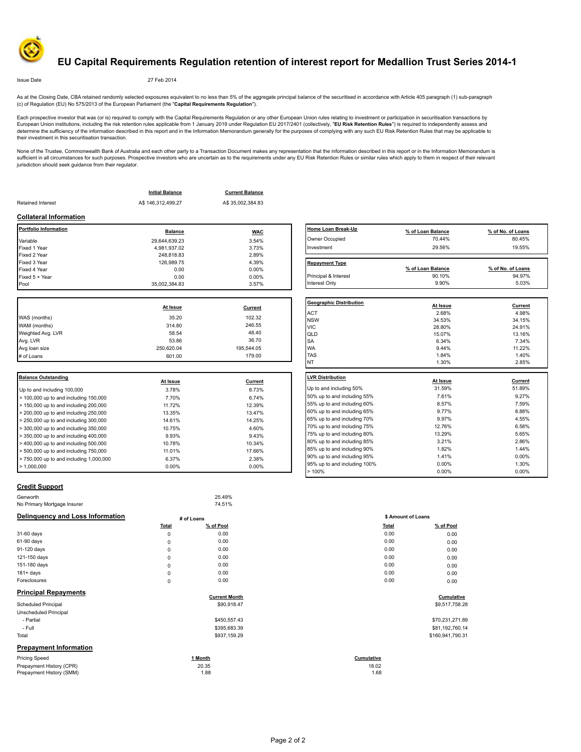# EU Capital Requirements Regulation retention of interest report for Medallion Trust Series 2014-1

Issue Date 27 Feb 2014

As at the Closing Date, CBA retained randomly selected exposures equivalent to no less than 5% of the aggregate principal balance of the securitised in accordance with Article 405 paragraph (1) sub-paragraph (c) of Regulation (EU) No 575/2013 of the European Parliament (the "**Capital Requirements Regulation**").

Each prospective investor that was (or is) required to comply with the Capital Requirements Regulation or any other European Union rules relating to investment or participation in securitisation transactions by European Union institutions, including the risk retention rules applicable from 1 January 2019 under Regulation EU 2017/2401 (collectively, "**EU Risk Retention Rules**") is required to independently assess and determine the sufficiency of the information described in this report and in the Information Memorandum generally for the purposes of complying with any such EU Risk Retention Rules that may be applicable to their investment in this securitisation transaction.

None of the Trustee, Commonwealth Bank of Australia and each other party to a Transaction Document makes any representation that the information described in this report or in the Information Memorandum is sufficient in all circumstances for such purposes. Prospective investors who are uncertain as to the requirements under any EU Risk Retention Rules or similar rules which apply to them in respect of their relevant jurisdiction should seek guidance from their regulator.

| | Initial Balance | Current Balance |
|---|---|---|
| Retained Interest | A$ 146,312,499.27 | A$ 35,002,384.83 |

## Collateral Information

| Portfolio Information | Balance | WAC |
|---|---|---|
| Variable | 29,644,639.23 | 3.54% |
| Fixed 1 Year | 4,981,937.02 | 3.73% |
| Fixed 2 Year | 248,818.83 | 2.89% |
| Fixed 3 Year | 126,989.75 | 4.39% |
| Fixed 4 Year | 0.00 | 0.00% |
| Fixed 5 + Year | 0.00 | 0.00% |
| Pool | 35,002,384.83 | 3.57% |

| Home Loan Break-Up | % of Loan Balance | % of No. of Loans |
|---|---|---|
| Owner Occupied | 70.44% | 80.45% |
| Investment | 29.56% | 19.55% |

| Repayment Type | % of Loan Balance | % of No. of Loans |
|---|---|---|
| Principal & Interest | 90.10% | 94.97% |
| Interest Only | 9.90% | 5.03% |

| | At Issue | Current |
|---|---|---|
| WAS (months) | 35.20 | 102.32 |
| WAM (months) | 314.80 | 246.55 |
| Weighted Avg. LVR | 58.54 | 48.40 |
| Avg. LVR | 53.86 | 36.70 |
| Avg loan size | 250,620.04 | 195,544.05 |
| # of Loans | 601.00 | 179.00 |

| Geographic Distribution | At Issue | Current |
|---|---|---|
| ACT | 2.68% | 4.98% |
| NSW | 34.53% | 34.15% |
| VIC | 28.80% | 24.91% |
| QLD | 15.07% | 13.16% |
| SA | 6.34% | 7.34% |
| WA | 9.44% | 11.22% |
| TAS | 1.84% | 1.40% |
| NT | 1.30% | 2.85% |

| Balance Outstanding | At Issue | Current |
|---|---|---|
| Up to and including 100,000 | 3.78% | 8.73% |
| > 100,000 up to and including 150,000 | 7.70% | 6.74% |
| > 150,000 up to and including 200,000 | 11.72% | 12.39% |
| > 200,000 up to and including 250,000 | 13.35% | 13.47% |
| > 250,000 up to and including 300,000 | 14.61% | 14.25% |
| > 300,000 up to and including 350,000 | 10.75% | 4.60% |
| > 350,000 up to and including 400,000 | 9.93% | 9.43% |
| > 400,000 up to and including 500,000 | 10.78% | 10.34% |
| > 500,000 up to and including 750,000 | 11.01% | 17.66% |
| > 750,000 up to and including 1,000,000 | 6.37% | 2.38% |
| > 1,000,000 | 0.00% | 0.00% |

| LVR Distribution | At Issue | Current |
|---|---|---|
| Up to and including 50% | 31.59% | 51.89% |
| 50% up to and including 55% | 7.61% | 9.27% |
| 55% up to and including 60% | 8.57% | 7.59% |
| 60% up to and including 65% | 9.77% | 8.88% |
| 65% up to and including 70% | 9.97% | 4.55% |
| 70% up to and including 75% | 12.76% | 6.58% |
| 75% up to and including 80% | 13.29% | 5.65% |
| 80% up to and including 85% | 3.21% | 2.86% |
| 85% up to and including 90% | 1.82% | 1.44% |
| 90% up to and including 95% | 1.41% | 0.00% |
| 95% up to and including 100% | 0.00% | 1.30% |
| > 100% | 0.00% | 0.00% |

## Credit Support

| | |
|---|---|
| Genworth | 25.49% |
| No Primary Mortgage Insurer | 74.51% |

## Delinquency and Loss Information

| | # of Loans Total | # of Loans % of Pool | \$ Amount of Loans Total | \$ Amount of Loans % of Pool |
|---|---|---|---|---|
| 31-60 days | 0 | 0.00 | 0.00 | 0.00 |
| 61-90 days | 0 | 0.00 | 0.00 | 0.00 |
| 91-120 days | 0 | 0.00 | 0.00 | 0.00 |
| 121-150 days | 0 | 0.00 | 0.00 | 0.00 |
| 151-180 days | 0 | 0.00 | 0.00 | 0.00 |
| 181+ days | 0 | 0.00 | 0.00 | 0.00 |
| Foreclosures | 0 | 0.00 | 0.00 | 0.00 |

## Principal Repayments

| | Current Month | Cumulative |
|---|---|---|
| Scheduled Principal | $90,918.47 | $9,517,758.28 |
| Unscheduled Principal | | |
| - Partial | $450,557.43 | $70,231,271.89 |
| - Full | $395,683.39 | $81,192,760.14 |
| Total | $937,159.29 | $160,941,790.31 |

## Prepayment Information

| Pricing Speed | 1 Month | Cumulative |
|---|---|---|
| Prepayment History (CPR) | 20.35 | 18.02 |
| Prepayment History (SMM) | 1.88 | 1.68 |